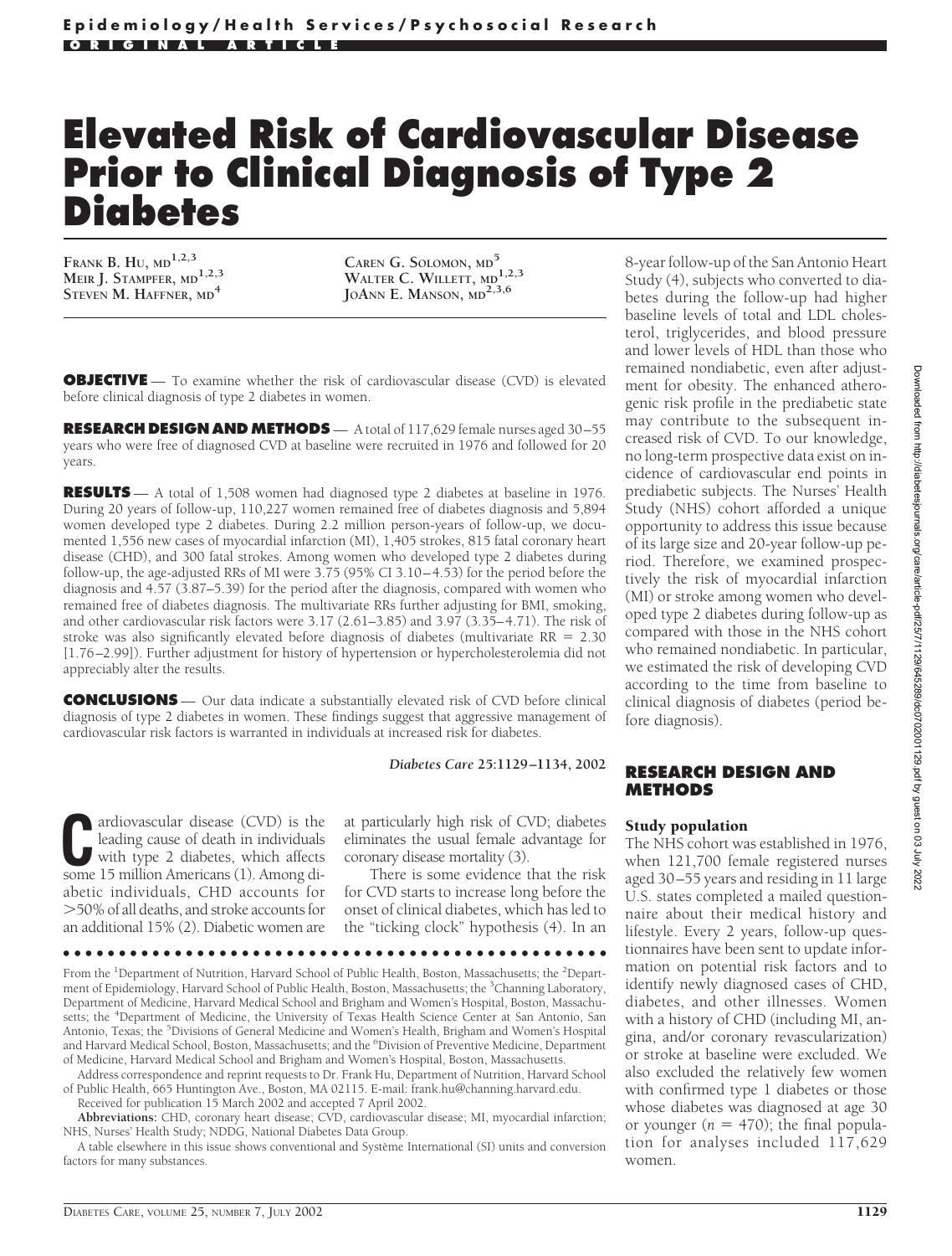Epidemiology/Health Services/Psychosocial Research

ORIGINAL ARTICLE

# Elevated Risk of Cardiovascular Disease Prior to Clinical Diagnosis of Type 2 Diabetes

**Frank B. Hu, MD**[1,2,3]
**Meir J. Stampfer, MD**[1,2,3]
**Steven M. Haffner, MD**[4]
**Caren G. Solomon, MD**[5]
**Walter C. Willett, MD**[1,2,3]
**JoAnn E. Manson, MD**[2,3,6]

**OBJECTIVE** — To examine whether the risk of cardiovascular disease (CVD) is elevated before clinical diagnosis of type 2 diabetes in women.

**RESEARCH DESIGN AND METHODS** — A total of 117,629 female nurses aged 30–55 years who were free of diagnosed CVD at baseline were recruited in 1976 and followed for 20 years.

**RESULTS** — A total of 1,508 women had diagnosed type 2 diabetes at baseline in 1976. During 20 years of follow-up, 110,227 women remained free of diabetes diagnosis and 5,894 women developed type 2 diabetes. During 2.2 million person-years of follow-up, we documented 1,556 new cases of myocardial infarction (MI), 1,405 strokes, 815 fatal coronary heart disease (CHD), and 300 fatal strokes. Among women who developed type 2 diabetes during follow-up, the age-adjusted RRs of MI were 3.75 (95% CI 3.10–4.53) for the period before the diagnosis and 4.57 (3.87–5.39) for the period after the diagnosis, compared with women who remained free of diabetes diagnosis. The multivariate RRs further adjusting for BMI, smoking, and other cardiovascular risk factors were 3.17 (2.61–3.85) and 3.97 (3.35–4.71). The risk of stroke was also significantly elevated before diagnosis of diabetes (multivariate RR = 2.30 [1.76–2.99]). Further adjustment for history of hypertension or hypercholesterolemia did not appreciably alter the results.

**CONCLUSIONS** — Our data indicate a substantially elevated risk of CVD before clinical diagnosis of type 2 diabetes in women. These findings suggest that aggressive management of cardiovascular risk factors is warranted in individuals at increased risk for diabetes.

*Diabetes Care* **25:**1129–1134, 2002

Cardiovascular disease (CVD) is the leading cause of death in individuals with type 2 diabetes, which affects some 15 million Americans (1). Among diabetic individuals, CHD accounts for >50% of all deaths, and stroke accounts for an additional 15% (2). Diabetic women are at particularly high risk of CVD; diabetes eliminates the usual female advantage for coronary disease mortality (3).

There is some evidence that the risk for CVD starts to increase long before the onset of clinical diabetes, which has led to the "ticking clock" hypothesis (4). In an 8-year follow-up of the San Antonio Heart Study (4), subjects who converted to diabetes during the follow-up had higher baseline levels of total and LDL cholesterol, triglycerides, and blood pressure and lower levels of HDL than those who remained nondiabetic, even after adjustment for obesity. The enhanced atherogenic risk profile in the prediabetic state may contribute to the subsequent increased risk of CVD. To our knowledge, no long-term prospective data exist on incidence of cardiovascular end points in prediabetic subjects. The Nurses' Health Study (NHS) cohort afforded a unique opportunity to address this issue because of its large size and 20-year follow-up period. Therefore, we examined prospectively the risk of myocardial infarction (MI) or stroke among women who developed type 2 diabetes during follow-up as compared with those in the NHS cohort who remained nondiabetic. In particular, we estimated the risk of developing CVD according to the time from baseline to clinical diagnosis of diabetes (period before diagnosis).

## RESEARCH DESIGN AND METHODS

### Study population

The NHS cohort was established in 1976, when 121,700 female registered nurses aged 30–55 years and residing in 11 large U.S. states completed a mailed questionnaire about their medical history and lifestyle. Every 2 years, follow-up questionnaires have been sent to update information on potential risk factors and to identify newly diagnosed cases of CHD, diabetes, and other illnesses. Women with a history of CHD (including MI, angina, and/or coronary revascularization) or stroke at baseline were excluded. We also excluded the relatively few women with confirmed type 1 diabetes or those whose diabetes was diagnosed at age 30 or younger ($n = 470$); the final population for analyses included 117,629 women.

From the [1]Department of Nutrition, Harvard School of Public Health, Boston, Massachusetts; the [2]Department of Epidemiology, Harvard School of Public Health, Boston, Massachusetts; the [3]Channing Laboratory, Department of Medicine, Harvard Medical School and Brigham and Women's Hospital, Boston, Massachusetts; the [4]Department of Medicine, the University of Texas Health Science Center at San Antonio, San Antonio, Texas; the [5]Divisions of General Medicine and Women's Health, Brigham and Women's Hospital and Harvard Medical School, Boston, Massachusetts; and the [6]Division of Preventive Medicine, Department of Medicine, Harvard Medical School and Brigham and Women's Hospital, Boston, Massachusetts.

Address correspondence and reprint requests to Dr. Frank Hu, Department of Nutrition, Harvard School of Public Health, 665 Huntington Ave., Boston, MA 02115. E-mail: frank.hu@channing.harvard.edu.

Received for publication 15 March 2002 and accepted 7 April 2002.

**Abbreviations:** CHD, coronary heart disease; CVD, cardiovascular disease; MI, myocardial infarction; NHS, Nurses' Health Study; NDDG, National Diabetes Data Group.

A table elsewhere in this issue shows conventional and Système International (SI) units and conversion factors for many substances.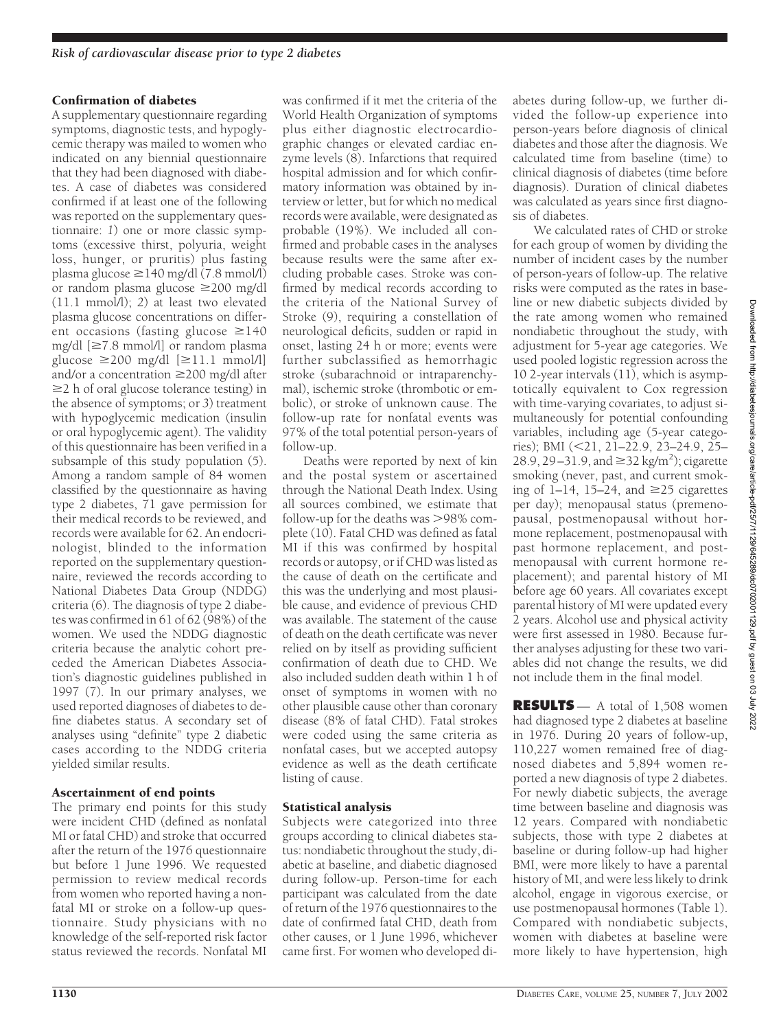### Confirmation of diabetes

A supplementary questionnaire regarding symptoms, diagnostic tests, and hypoglycemic therapy was mailed to women who indicated on any biennial questionnaire that they had been diagnosed with diabetes. A case of diabetes was considered confirmed if at least one of the following was reported on the supplementary questionnaire: *1*) one or more classic symptoms (excessive thirst, polyuria, weight loss, hunger, or pruritis) plus fasting plasma glucose ≥140 mg/dl (7.8 mmol/l) or random plasma glucose ≥200 mg/dl (11.1 mmol/l); *2*) at least two elevated plasma glucose concentrations on different occasions (fasting glucose ≥140 mg/dl [≥7.8 mmol/l] or random plasma glucose ≥200 mg/dl [≥11.1 mmol/l] and/or a concentration ≥200 mg/dl after ≥2 h of oral glucose tolerance testing) in the absence of symptoms; or *3*) treatment with hypoglycemic medication (insulin or oral hypoglycemic agent). The validity of this questionnaire has been verified in a subsample of this study population (5). Among a random sample of 84 women classified by the questionnaire as having type 2 diabetes, 71 gave permission for their medical records to be reviewed, and records were available for 62. An endocrinologist, blinded to the information reported on the supplementary questionnaire, reviewed the records according to National Diabetes Data Group (NDDG) criteria (6). The diagnosis of type 2 diabetes was confirmed in 61 of 62 (98%) of the women. We used the NDDG diagnostic criteria because the analytic cohort preceded the American Diabetes Association's diagnostic guidelines published in 1997 (7). In our primary analyses, we used reported diagnoses of diabetes to define diabetes status. A secondary set of analyses using "definite" type 2 diabetic cases according to the NDDG criteria yielded similar results.

### Ascertainment of end points

The primary end points for this study were incident CHD (defined as nonfatal MI or fatal CHD) and stroke that occurred after the return of the 1976 questionnaire but before 1 June 1996. We requested permission to review medical records from women who reported having a nonfatal MI or stroke on a follow-up questionnaire. Study physicians with no knowledge of the self-reported risk factor status reviewed the records. Nonfatal MI was confirmed if it met the criteria of the World Health Organization of symptoms plus either diagnostic electrocardiographic changes or elevated cardiac enzyme levels (8). Infarctions that required hospital admission and for which confirmatory information was obtained by interview or letter, but for which no medical records were available, were designated as probable (19%). We included all confirmed and probable cases in the analyses because results were the same after excluding probable cases. Stroke was confirmed by medical records according to the criteria of the National Survey of Stroke (9), requiring a constellation of neurological deficits, sudden or rapid in onset, lasting 24 h or more; events were further subclassified as hemorrhagic stroke (subarachnoid or intraparenchymal), ischemic stroke (thrombotic or embolic), or stroke of unknown cause. The follow-up rate for nonfatal events was 97% of the total potential person-years of follow-up.

Deaths were reported by next of kin and the postal system or ascertained through the National Death Index. Using all sources combined, we estimate that follow-up for the deaths was >98% complete (10). Fatal CHD was defined as fatal MI if this was confirmed by hospital records or autopsy, or if CHD was listed as the cause of death on the certificate and this was the underlying and most plausible cause, and evidence of previous CHD was available. The statement of the cause of death on the death certificate was never relied on by itself as providing sufficient confirmation of death due to CHD. We also included sudden death within 1 h of onset of symptoms in women with no other plausible cause other than coronary disease (8% of fatal CHD). Fatal strokes were coded using the same criteria as nonfatal cases, but we accepted autopsy evidence as well as the death certificate listing of cause.

### Statistical analysis

Subjects were categorized into three groups according to clinical diabetes status: nondiabetic throughout the study, diabetic at baseline, and diabetic diagnosed during follow-up. Person-time for each participant was calculated from the date of return of the 1976 questionnaires to the date of confirmed fatal CHD, death from other causes, or 1 June 1996, whichever came first. For women who developed diabetes during follow-up, we further divided the follow-up experience into person-years before diagnosis of clinical diabetes and those after the diagnosis. We calculated time from baseline (time) to clinical diagnosis of diabetes (time before diagnosis). Duration of clinical diabetes was calculated as years since first diagnosis of diabetes.

We calculated rates of CHD or stroke for each group of women by dividing the number of incident cases by the number of person-years of follow-up. The relative risks were computed as the rates in baseline or new diabetic subjects divided by the rate among women who remained nondiabetic throughout the study, with adjustment for 5-year age categories. We used pooled logistic regression across the 10 2-year intervals (11), which is asymptotically equivalent to Cox regression with time-varying covariates, to adjust simultaneously for potential confounding variables, including age (5-year categories); BMI (<21, 21–22.9, 23–24.9, 25–28.9, 29–31.9, and ≥32 kg/m$^2$); cigarette smoking (never, past, and current smoking of 1–14, 15–24, and ≥25 cigarettes per day); menopausal status (premenopausal, postmenopausal without hormone replacement, postmenopausal with past hormone replacement, and postmenopausal with current hormone replacement); and parental history of MI before age 60 years. All covariates except parental history of MI were updated every 2 years. Alcohol use and physical activity were first assessed in 1980. Because further analyses adjusting for these two variables did not change the results, we did not include them in the final model.

## RESULTS

A total of 1,508 women had diagnosed type 2 diabetes at baseline in 1976. During 20 years of follow-up, 110,227 women remained free of diagnosed diabetes and 5,894 women reported a new diagnosis of type 2 diabetes. For newly diabetic subjects, the average time between baseline and diagnosis was 12 years. Compared with nondiabetic subjects, those with type 2 diabetes at baseline or during follow-up had higher BMI, were more likely to have a parental history of MI, and were less likely to drink alcohol, engage in vigorous exercise, or use postmenopausal hormones (Table 1). Compared with nondiabetic subjects, women with diabetes at baseline were more likely to have hypertension, high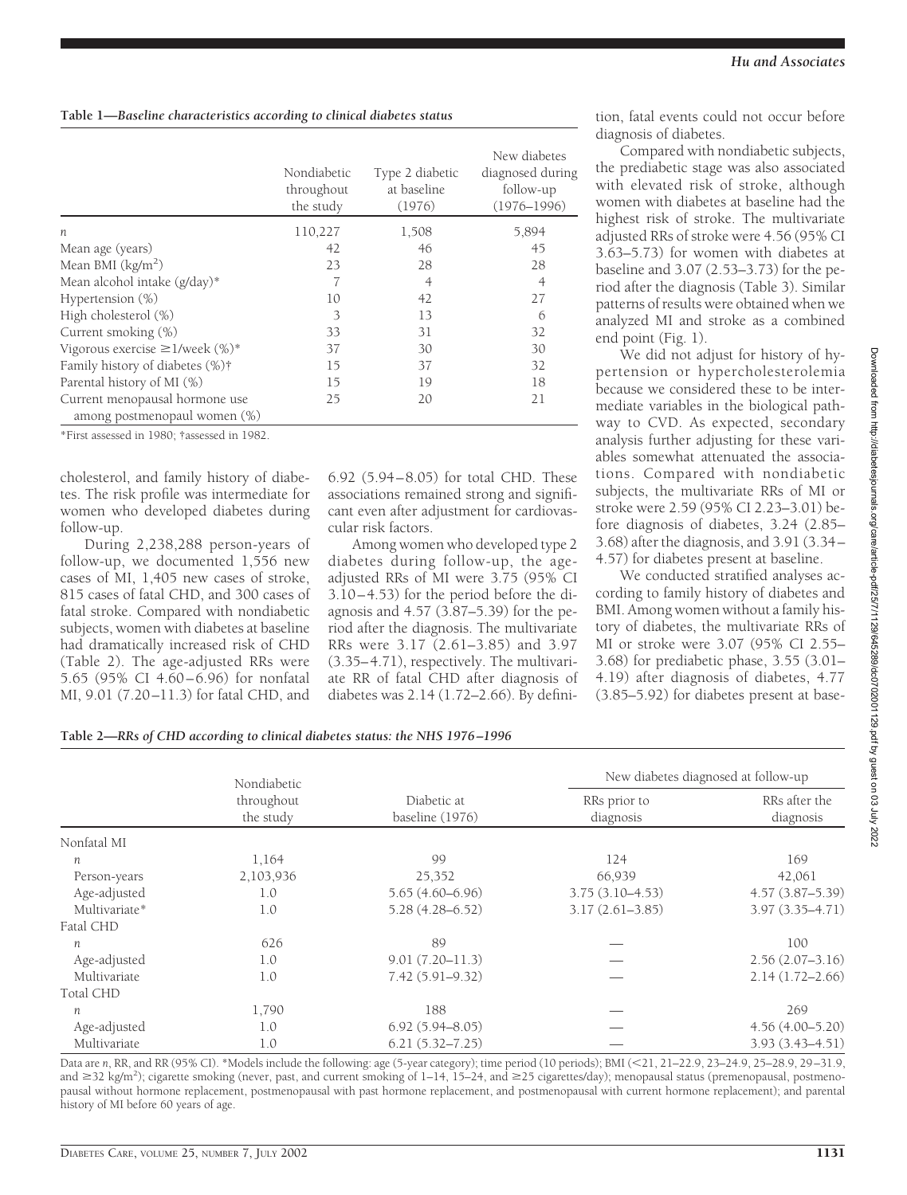**Table 1—Baseline characteristics according to clinical diabetes status**

| | Nondiabetic throughout the study | Type 2 diabetic at baseline (1976) | New diabetes diagnosed during follow-up (1976–1996) |
|---|---|---|---|
| *n* | 110,227 | 1,508 | 5,894 |
| Mean age (years) | 42 | 46 | 45 |
| Mean BMI (kg/m$^2$) | 23 | 28 | 28 |
| Mean alcohol intake (g/day)* | 7 | 4 | 4 |
| Hypertension (%) | 10 | 42 | 27 |
| High cholesterol (%) | 3 | 13 | 6 |
| Current smoking (%) | 33 | 31 | 32 |
| Vigorous exercise ≥1/week (%)* | 37 | 30 | 30 |
| Family history of diabetes (%)† | 15 | 37 | 32 |
| Parental history of MI (%) | 15 | 19 | 18 |
| Current menopausal hormone use among postmenopaul women (%) | 25 | 20 | 21 |

*First assessed in 1980; †assessed in 1982.

cholesterol, and family history of diabetes. The risk profile was intermediate for women who developed diabetes during follow-up.

During 2,238,288 person-years of follow-up, we documented 1,556 new cases of MI, 1,405 new cases of stroke, 815 cases of fatal CHD, and 300 cases of fatal stroke. Compared with nondiabetic subjects, women with diabetes at baseline had dramatically increased risk of CHD (Table 2). The age-adjusted RRs were 5.65 (95% CI 4.60–6.96) for nonfatal MI, 9.01 (7.20–11.3) for fatal CHD, and 6.92 (5.94–8.05) for total CHD. These associations remained strong and significant even after adjustment for cardiovascular risk factors.

Among women who developed type 2 diabetes during follow-up, the age-adjusted RRs of MI were 3.75 (95% CI 3.10–4.53) for the period before the diagnosis and 4.57 (3.87–5.39) for the period after the diagnosis. The multivariate RRs were 3.17 (2.61–3.85) and 3.97 (3.35–4.71), respectively. The multivariate RR of fatal CHD after diagnosis of diabetes was 2.14 (1.72–2.66). By definition, fatal events could not occur before diagnosis of diabetes.

Compared with nondiabetic subjects, the prediabetic stage was also associated with elevated risk of stroke, although women with diabetes at baseline had the highest risk of stroke. The multivariate adjusted RRs of stroke were 4.56 (95% CI 3.63–5.73) for women with diabetes at baseline and 3.07 (2.53–3.73) for the period after the diagnosis (Table 3). Similar patterns of results were obtained when we analyzed MI and stroke as a combined end point (Fig. 1).

We did not adjust for history of hypertension or hypercholesterolemia because we considered these to be intermediate variables in the biological pathway to CVD. As expected, secondary analysis further adjusting for these variables somewhat attenuated the associations. Compared with nondiabetic subjects, the multivariate RRs of MI or stroke were 2.59 (95% CI 2.23–3.01) before diagnosis of diabetes, 3.24 (2.85–3.68) after the diagnosis, and 3.91 (3.34–4.57) for diabetes present at baseline.

We conducted stratified analyses according to family history of diabetes and BMI. Among women without a family history of diabetes, the multivariate RRs of MI or stroke were 3.07 (95% CI 2.55–3.68) for prediabetic phase, 3.55 (3.01–4.19) after diagnosis of diabetes, 4.77 (3.85–5.92) for diabetes present at base-

**Table 2—RRs of CHD according to clinical diabetes status: the NHS 1976–1996**

| | Nondiabetic throughout the study | Diabetic at baseline (1976) | New diabetes diagnosed at follow-up | |
|---|---|---|---|---|
| | | | RRs prior to diagnosis | RRs after the diagnosis |
| Nonfatal MI | | | | |
| *n* | 1,164 | 99 | 124 | 169 |
| Person-years | 2,103,936 | 25,352 | 66,939 | 42,061 |
| Age-adjusted | 1.0 | 5.65 (4.60–6.96) | 3.75 (3.10–4.53) | 4.57 (3.87–5.39) |
| Multivariate* | 1.0 | 5.28 (4.28–6.52) | 3.17 (2.61–3.85) | 3.97 (3.35–4.71) |
| Fatal CHD | | | | |
| *n* | 626 | 89 | — | 100 |
| Age-adjusted | 1.0 | 9.01 (7.20–11.3) | — | 2.56 (2.07–3.16) |
| Multivariate | 1.0 | 7.42 (5.91–9.32) | — | 2.14 (1.72–2.66) |
| Total CHD | | | | |
| *n* | 1,790 | 188 | — | 269 |
| Age-adjusted | 1.0 | 6.92 (5.94–8.05) | — | 4.56 (4.00–5.20) |
| Multivariate | 1.0 | 6.21 (5.32–7.25) | — | 3.93 (3.43–4.51) |

Data are *n*, RR, and RR (95% CI). *Models include the following: age (5-year category); time period (10 periods); BMI (<21, 21–22.9, 23–24.9, 25–28.9, 29–31.9, and ≥32 kg/m$^2$); cigarette smoking (never, past, and current smoking of 1–14, 15–24, and ≥25 cigarettes/day); menopausal status (premenopausal, postmenopausal without hormone replacement, postmenopausal with past hormone replacement, and postmenopausal with current hormone replacement); and parental history of MI before 60 years of age.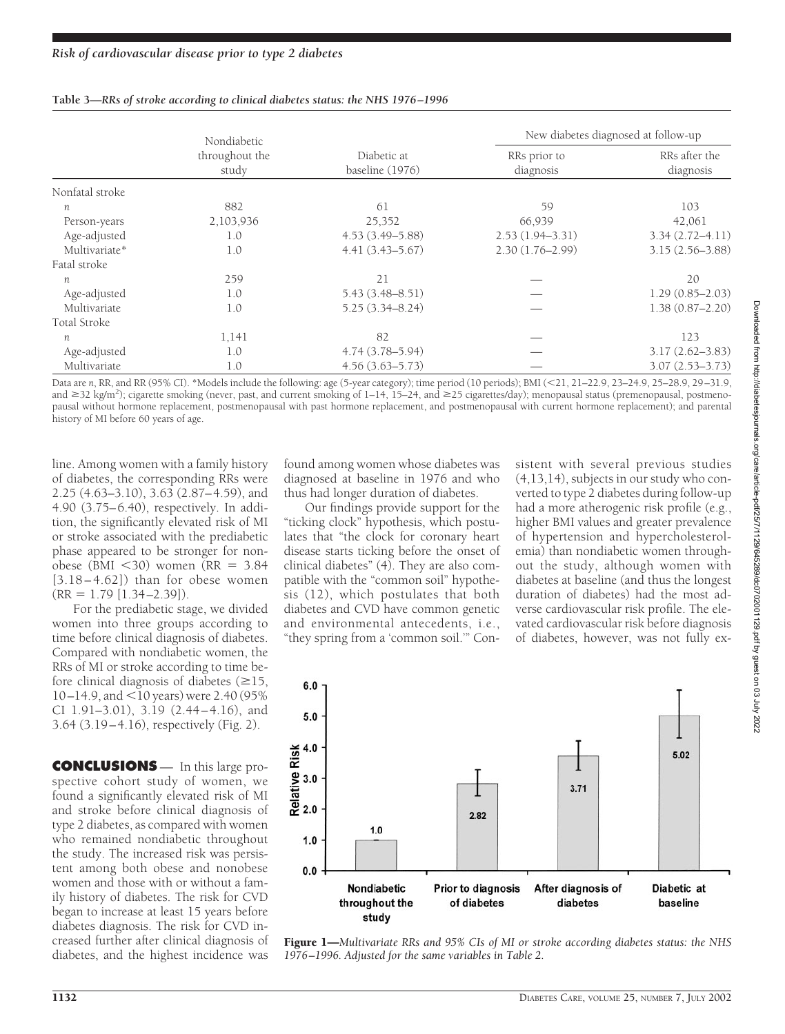**Table 3—RRs of stroke according to clinical diabetes status: the NHS 1976–1996**

| | Nondiabetic throughout the study | Diabetic at baseline (1976) | New diabetes diagnosed at follow-up | |
|---|---|---|---|---|
| | | | RRs prior to diagnosis | RRs after the diagnosis |
| Nonfatal stroke | | | | |
| *n* | 882 | 61 | 59 | 103 |
| Person-years | 2,103,936 | 25,352 | 66,939 | 42,061 |
| Age-adjusted | 1.0 | 4.53 (3.49–5.88) | 2.53 (1.94–3.31) | 3.34 (2.72–4.11) |
| Multivariate* | 1.0 | 4.41 (3.43–5.67) | 2.30 (1.76–2.99) | 3.15 (2.56–3.88) |
| Fatal stroke | | | | |
| *n* | 259 | 21 | — | 20 |
| Age-adjusted | 1.0 | 5.43 (3.48–8.51) | — | 1.29 (0.85–2.03) |
| Multivariate | 1.0 | 5.25 (3.34–8.24) | — | 1.38 (0.87–2.20) |
| Total Stroke | | | | |
| *n* | 1,141 | 82 | — | 123 |
| Age-adjusted | 1.0 | 4.74 (3.78–5.94) | — | 3.17 (2.62–3.83) |
| Multivariate | 1.0 | 4.56 (3.63–5.73) | — | 3.07 (2.53–3.73) |

Data are *n*, RR, and RR (95% CI). *Models include the following: age (5-year category); time period (10 periods); BMI (<21, 21–22.9, 23–24.9, 25–28.9, 29–31.9, and ≥32 kg/m$^2$); cigarette smoking (never, past, and current smoking of 1–14, 15–24, and ≥25 cigarettes/day); menopausal status (premenopausal, postmenopausal without hormone replacement, postmenopausal with past hormone replacement, and postmenopausal with current hormone replacement); and parental history of MI before 60 years of age.

line. Among women with a family history of diabetes, the corresponding RRs were 2.25 (4.63–3.10), 3.63 (2.87–4.59), and 4.90 (3.75–6.40), respectively. In addition, the significantly elevated risk of MI or stroke associated with the prediabetic phase appeared to be stronger for nonobese (BMI <30) women (RR = 3.84 [3.18–4.62]) than for obese women (RR = 1.79 [1.34–2.39]).

For the prediabetic stage, we divided women into three groups according to time before clinical diagnosis of diabetes. Compared with nondiabetic women, the RRs of MI or stroke according to time before clinical diagnosis of diabetes (≥15, 10–14.9, and <10 years) were 2.40 (95% CI 1.91–3.01), 3.19 (2.44–4.16), and 3.64 (3.19–4.16), respectively (Fig. 2).

**CONCLUSIONS** — In this large prospective cohort study of women, we found a significantly elevated risk of MI and stroke before clinical diagnosis of type 2 diabetes, as compared with women who remained nondiabetic throughout the study. The increased risk was persistent among both obese and nonobese women and those with or without a family history of diabetes. The risk for CVD began to increase at least 15 years before diabetes diagnosis. The risk for CVD increased further after clinical diagnosis of diabetes, and the highest incidence was found among women whose diabetes was diagnosed at baseline in 1976 and who thus had longer duration of diabetes.

Our findings provide support for the "ticking clock" hypothesis, which postulates that "the clock for coronary heart disease starts ticking before the onset of clinical diabetes" (4). They are also compatible with the "common soil" hypothesis (12), which postulates that both diabetes and CVD have common genetic and environmental antecedents, i.e., "they spring from a 'common soil.'" Consistent with several previous studies (4,13,14), subjects in our study who converted to type 2 diabetes during follow-up had a more atherogenic risk profile (e.g., higher BMI values and greater prevalence of hypertension and hypercholesterolemia) than nondiabetic women throughout the study, although women with diabetes at baseline (and thus the longest duration of diabetes) had the most adverse cardiovascular risk profile. The elevated cardiovascular risk before diagnosis of diabetes, however, was not fully ex-

**Figure 1**—*Multivariate RRs and 95% CIs of MI or stroke according diabetes status: the NHS 1976–1996. Adjusted for the same variables in Table 2.*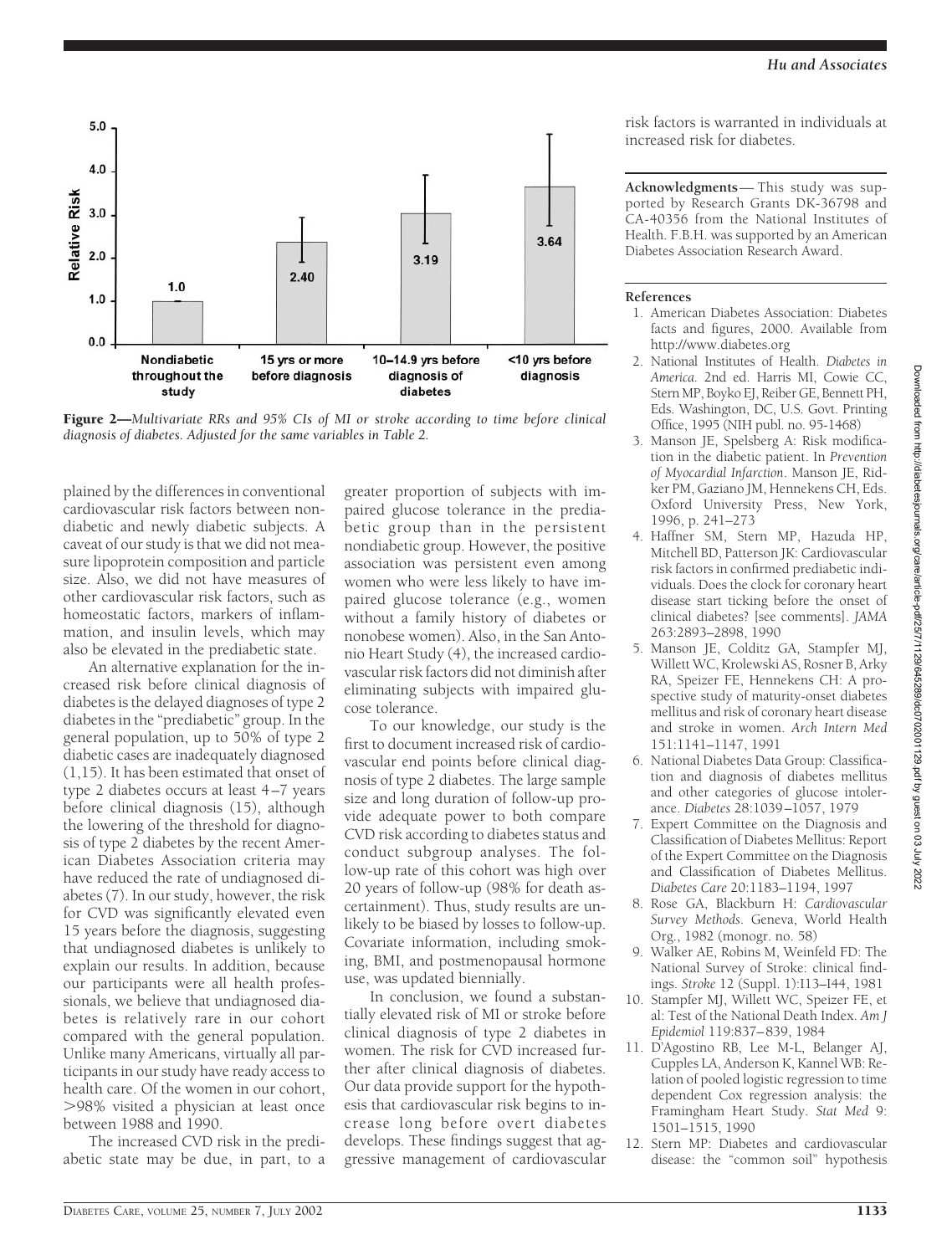**Figure 2**—*Multivariate RRs and 95% CIs of MI or stroke according to time before clinical diagnosis of diabetes. Adjusted for the same variables in Table 2.*

plained by the differences in conventional cardiovascular risk factors between nondiabetic and newly diabetic subjects. A caveat of our study is that we did not measure lipoprotein composition and particle size. Also, we did not have measures of other cardiovascular risk factors, such as homeostatic factors, markers of inflammation, and insulin levels, which may also be elevated in the prediabetic state.

An alternative explanation for the increased risk before clinical diagnosis of diabetes is the delayed diagnoses of type 2 diabetes in the "prediabetic" group. In the general population, up to 50% of type 2 diabetic cases are inadequately diagnosed (1,15). It has been estimated that onset of type 2 diabetes occurs at least 4–7 years before clinical diagnosis (15), although the lowering of the threshold for diagnosis of type 2 diabetes by the recent American Diabetes Association criteria may have reduced the rate of undiagnosed diabetes (7). In our study, however, the risk for CVD was significantly elevated even 15 years before the diagnosis, suggesting that undiagnosed diabetes is unlikely to explain our results. In addition, because our participants were all health professionals, we believe that undiagnosed diabetes is relatively rare in our cohort compared with the general population. Unlike many Americans, virtually all participants in our study have ready access to health care. Of the women in our cohort, >98% visited a physician at least once between 1988 and 1990.

The increased CVD risk in the prediabetic state may be due, in part, to a greater proportion of subjects with impaired glucose tolerance in the prediabetic group than in the persistent nondiabetic group. However, the positive association was persistent even among women who were less likely to have impaired glucose tolerance (e.g., women without a family history of diabetes or nonobese women). Also, in the San Antonio Heart Study (4), the increased cardiovascular risk factors did not diminish after eliminating subjects with impaired glucose tolerance.

To our knowledge, our study is the first to document increased risk of cardiovascular end points before clinical diagnosis of type 2 diabetes. The large sample size and long duration of follow-up provide adequate power to both compare CVD risk according to diabetes status and conduct subgroup analyses. The follow-up rate of this cohort was high over 20 years of follow-up (98% for death ascertainment). Thus, study results are unlikely to be biased by losses to follow-up. Covariate information, including smoking, BMI, and postmenopausal hormone use, was updated biennially.

In conclusion, we found a substantially elevated risk of MI or stroke before clinical diagnosis of type 2 diabetes in women. The risk for CVD increased further after clinical diagnosis of diabetes. Our data provide support for the hypothesis that cardiovascular risk begins to increase long before overt diabetes develops. These findings suggest that aggressive management of cardiovascular risk factors is warranted in individuals at increased risk for diabetes.

**Acknowledgments**— This study was supported by Research Grants DK-36798 and CA-40356 from the National Institutes of Health. F.B.H. was supported by an American Diabetes Association Research Award.

#### References

1. American Diabetes Association: Diabetes facts and figures, 2000. Available from http://www.diabetes.org
2. National Institutes of Health. *Diabetes in America.* 2nd ed. Harris MI, Cowie CC, Stern MP, Boyko EJ, Reiber GE, Bennett PH, Eds. Washington, DC, U.S. Govt. Printing Office, 1995 (NIH publ. no. 95-1468)
3. Manson JE, Spelsberg A: Risk modification in the diabetic patient. In *Prevention of Myocardial Infarction*. Manson JE, Ridker PM, Gaziano JM, Hennekens CH, Eds. Oxford University Press, New York, 1996, p. 241–273
4. Haffner SM, Stern MP, Hazuda HP, Mitchell BD, Patterson JK: Cardiovascular risk factors in confirmed prediabetic individuals. Does the clock for coronary heart disease start ticking before the onset of clinical diabetes? [see comments]. *JAMA* 263:2893–2898, 1990
5. Manson JE, Colditz GA, Stampfer MJ, Willett WC, Krolewski AS, Rosner B, Arky RA, Speizer FE, Hennekens CH: A prospective study of maturity-onset diabetes mellitus and risk of coronary heart disease and stroke in women. *Arch Intern Med* 151:1141–1147, 1991
6. National Diabetes Data Group: Classification and diagnosis of diabetes mellitus and other categories of glucose intolerance. *Diabetes* 28:1039–1057, 1979
7. Expert Committee on the Diagnosis and Classification of Diabetes Mellitus: Report of the Expert Committee on the Diagnosis and Classification of Diabetes Mellitus. *Diabetes Care* 20:1183–1194, 1997
8. Rose GA, Blackburn H: *Cardiovascular Survey Methods*. Geneva, World Health Org., 1982 (monogr. no. 58)
9. Walker AE, Robins M, Weinfeld FD: The National Survey of Stroke: clinical findings. *Stroke* 12 (Suppl. 1):I13–I44, 1981
10. Stampfer MJ, Willett WC, Speizer FE, et al: Test of the National Death Index. *Am J Epidemiol* 119:837–839, 1984
11. D'Agostino RB, Lee M-L, Belanger AJ, Cupples LA, Anderson K, Kannel WB: Relation of pooled logistic regression to time dependent Cox regression analysis: the Framingham Heart Study. *Stat Med* 9: 1501–1515, 1990
12. Stern MP: Diabetes and cardiovascular disease: the "common soil" hypothesis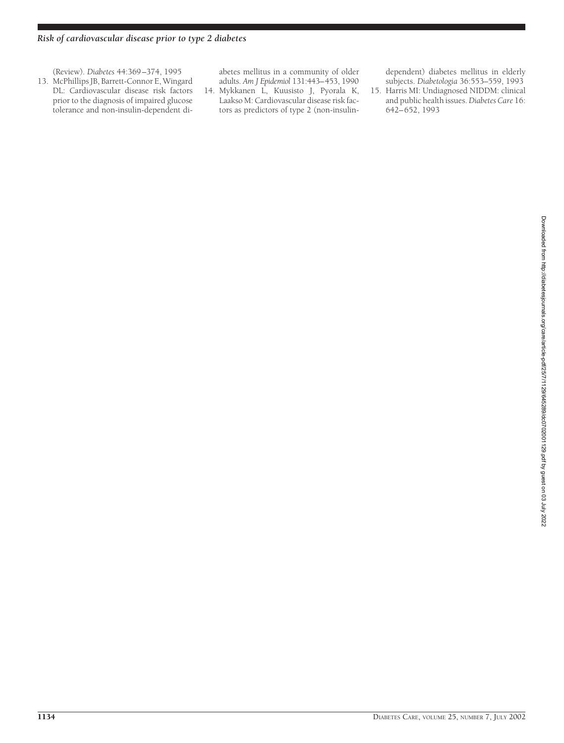(Review). *Diabetes* 44:369–374, 1995

13. McPhillips JB, Barrett-Connor E, Wingard DL: Cardiovascular disease risk factors prior to the diagnosis of impaired glucose tolerance and non-insulin-dependent diabetes mellitus in a community of older adults. *Am J Epidemiol* 131:443–453, 1990
14. Mykkanen L, Kuusisto J, Pyorala K, Laakso M: Cardiovascular disease risk factors as predictors of type 2 (non-insulin-dependent) diabetes mellitus in elderly subjects. *Diabetologia* 36:553–559, 1993
15. Harris MI: Undiagnosed NIDDM: clinical and public health issues. *Diabetes Care* 16: 642–652, 1993